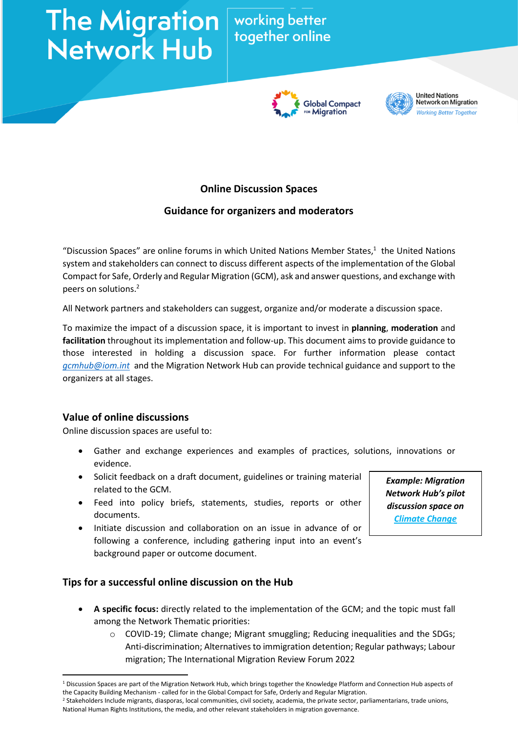# The Migration Network Hub

working better together online

## Online Discussion Spaces

## Guidance for organizers and moderators

"Discussion Spaces" are online forums in which United Nations Member States,[1] the United Nations system and stakeholders can connect to discuss different aspects of the implementation of the Global Compact for Safe, Orderly and Regular Migration (GCM), ask and answer questions, and exchange with peers on solutions.[2]

All Network partners and stakeholders can suggest, organize and/or moderate a discussion space.

To maximize the impact of a discussion space, it is important to invest in **planning**, **moderation** and **facilitation** throughout its implementation and follow-up. This document aims to provide guidance to those interested in holding a discussion space. For further information please contact *gcmhub@iom.int* and the Migration Network Hub can provide technical guidance and support to the organizers at all stages.

### Value of online discussions

Online discussion spaces are useful to:

- Gather and exchange experiences and examples of practices, solutions, innovations or evidence.
- Solicit feedback on a draft document, guidelines or training material related to the GCM.
- Feed into policy briefs, statements, studies, reports or other documents.
- Initiate discussion and collaboration on an issue in advance of or following a conference, including gathering input into an event's background paper or outcome document.

***Example: Migration Network Hub's pilot discussion space on Climate Change***

### Tips for a successful online discussion on the Hub

- **A specific focus:** directly related to the implementation of the GCM; and the topic must fall among the Network Thematic priorities:
  - COVID-19; Climate change; Migrant smuggling; Reducing inequalities and the SDGs; Anti-discrimination; Alternatives to immigration detention; Regular pathways; Labour migration; The International Migration Review Forum 2022

[1] Discussion Spaces are part of the Migration Network Hub, which brings together the Knowledge Platform and Connection Hub aspects of the Capacity Building Mechanism - called for in the Global Compact for Safe, Orderly and Regular Migration.

[2] Stakeholders Include migrants, diasporas, local communities, civil society, academia, the private sector, parliamentarians, trade unions, National Human Rights Institutions, the media, and other relevant stakeholders in migration governance.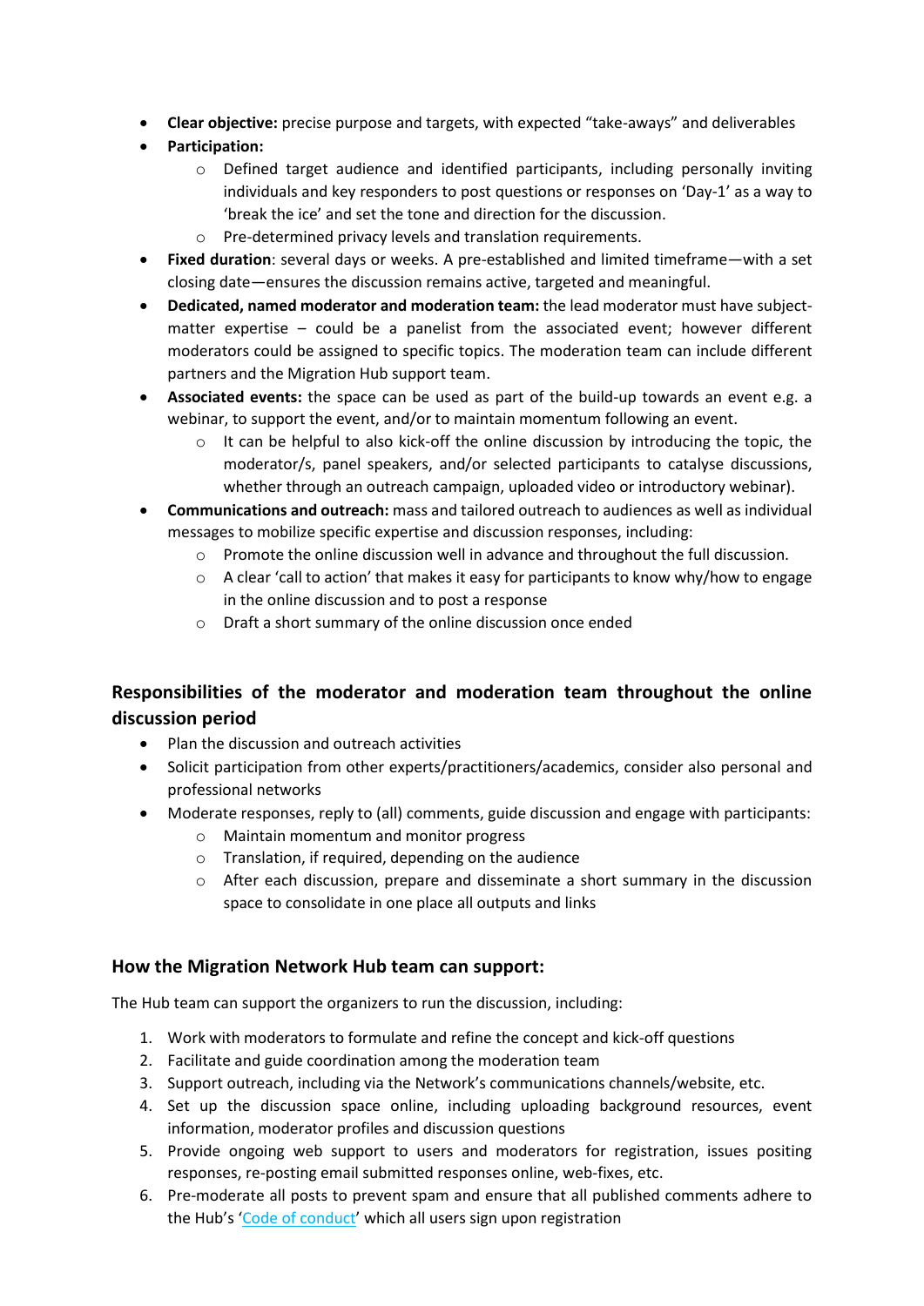- **Clear objective:** precise purpose and targets, with expected “take-aways” and deliverables
- **Participation:**
    - Defined target audience and identified participants, including personally inviting individuals and key responders to post questions or responses on ‘Day-1’ as a way to ‘break the ice’ and set the tone and direction for the discussion.
    - Pre-determined privacy levels and translation requirements.
- **Fixed duration**: several days or weeks. A pre-established and limited timeframe—with a set closing date—ensures the discussion remains active, targeted and meaningful.
- **Dedicated, named moderator and moderation team:** the lead moderator must have subject-matter expertise – could be a panelist from the associated event; however different moderators could be assigned to specific topics. The moderation team can include different partners and the Migration Hub support team.
- **Associated events:** the space can be used as part of the build-up towards an event e.g. a webinar, to support the event, and/or to maintain momentum following an event.
    - It can be helpful to also kick-off the online discussion by introducing the topic, the moderator/s, panel speakers, and/or selected participants to catalyse discussions, whether through an outreach campaign, uploaded video or introductory webinar).
- **Communications and outreach:** mass and tailored outreach to audiences as well as individual messages to mobilize specific expertise and discussion responses, including:
    - Promote the online discussion well in advance and throughout the full discussion.
    - A clear ‘call to action’ that makes it easy for participants to know why/how to engage in the online discussion and to post a response
    - Draft a short summary of the online discussion once ended

## Responsibilities of the moderator and moderation team throughout the online discussion period

- Plan the discussion and outreach activities
- Solicit participation from other experts/practitioners/academics, consider also personal and professional networks
- Moderate responses, reply to (all) comments, guide discussion and engage with participants:
    - Maintain momentum and monitor progress
    - Translation, if required, depending on the audience
    - After each discussion, prepare and disseminate a short summary in the discussion space to consolidate in one place all outputs and links

## How the Migration Network Hub team can support:

The Hub team can support the organizers to run the discussion, including:

1. Work with moderators to formulate and refine the concept and kick-off questions
2. Facilitate and guide coordination among the moderation team
3. Support outreach, including via the Network’s communications channels/website, etc.
4. Set up the discussion space online, including uploading background resources, event information, moderator profiles and discussion questions
5. Provide ongoing web support to users and moderators for registration, issues positing responses, re-posting email submitted responses online, web-fixes, etc.
6. Pre-moderate all posts to prevent spam and ensure that all published comments adhere to the Hub’s ‘Code of conduct’ which all users sign upon registration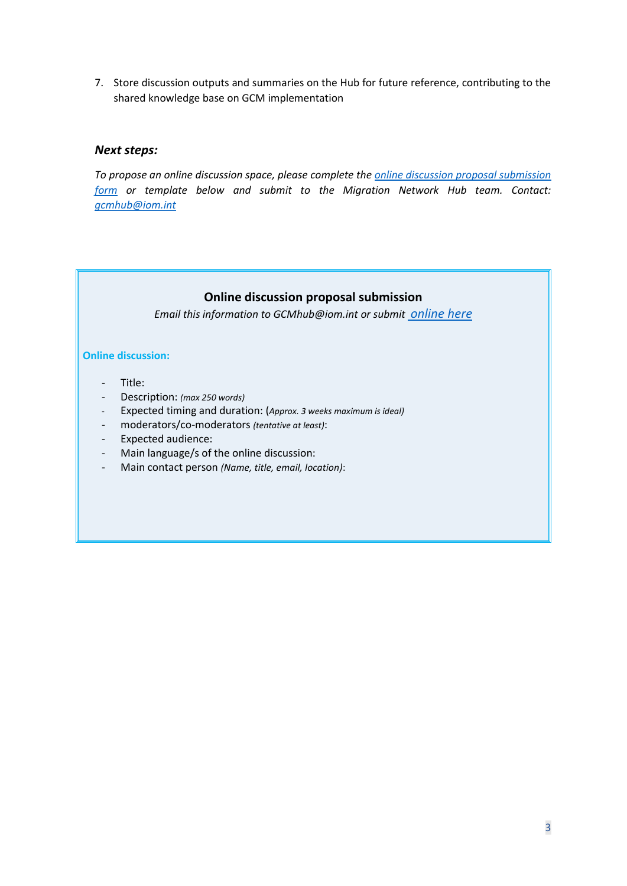7. Store discussion outputs and summaries on the Hub for future reference, contributing to the shared knowledge base on GCM implementation

### *Next steps:*

*To propose an online discussion space, please complete the [online discussion proposal submission form]() or template below and submit to the Migration Network Hub team. Contact: [gcmhub@iom.int]()*

## Online discussion proposal submission

*Email this information to GCMhub@iom.int or submit [online here]()*

**Online discussion:**

- Title:
- Description: *(max 250 words)*
- Expected timing and duration: (*Approx. 3 weeks maximum is ideal)*
- moderators/co-moderators *(tentative at least)*:
- Expected audience:
- Main language/s of the online discussion:
- Main contact person *(Name, title, email, location)*: